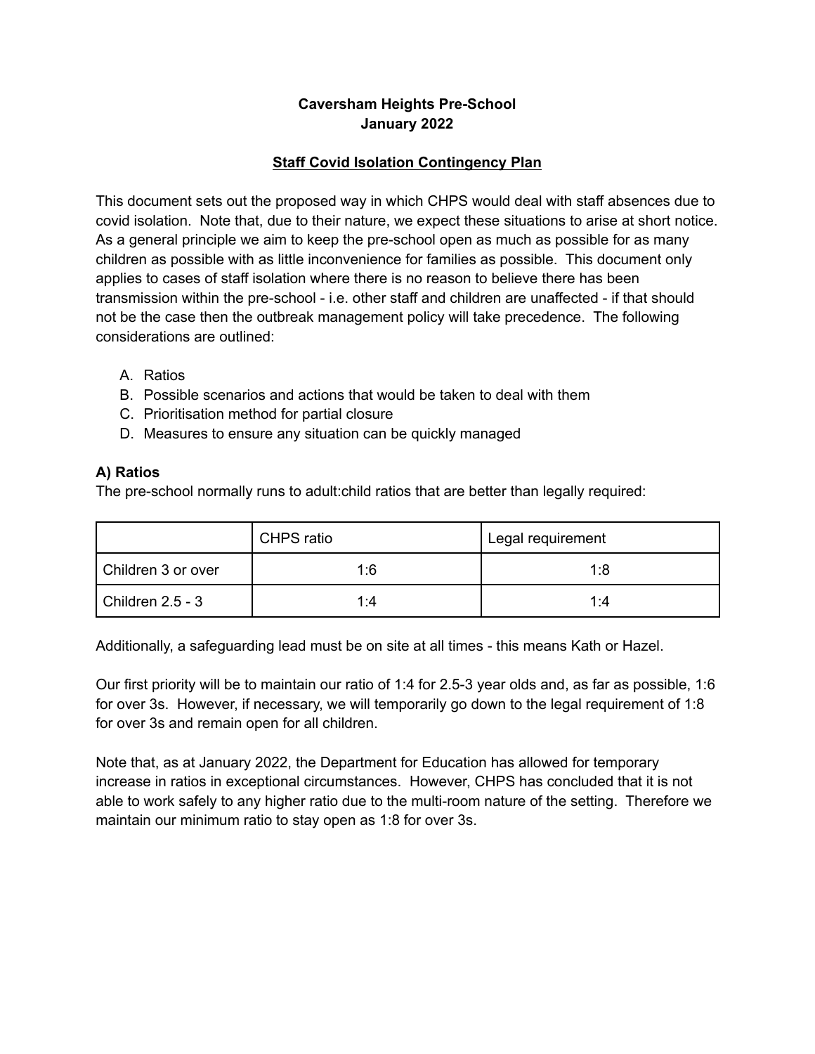**Caversham Heights Pre-School**
**January 2022**

## Staff Covid Isolation Contingency Plan

This document sets out the proposed way in which CHPS would deal with staff absences due to covid isolation. Note that, due to their nature, we expect these situations to arise at short notice. As a general principle we aim to keep the pre-school open as much as possible for as many children as possible with as little inconvenience for families as possible. This document only applies to cases of staff isolation where there is no reason to believe there has been transmission within the pre-school - i.e. other staff and children are unaffected - if that should not be the case then the outbreak management policy will take precedence. The following considerations are outlined:

A. Ratios
B. Possible scenarios and actions that would be taken to deal with them
C. Prioritisation method for partial closure
D. Measures to ensure any situation can be quickly managed

### A) Ratios

The pre-school normally runs to adult:child ratios that are better than legally required:

| | CHPS ratio | Legal requirement |
|---|---|---|
| Children 3 or over | 1:6 | 1:8 |
| Children 2.5 - 3 | 1:4 | 1:4 |

Additionally, a safeguarding lead must be on site at all times - this means Kath or Hazel.

Our first priority will be to maintain our ratio of 1:4 for 2.5-3 year olds and, as far as possible, 1:6 for over 3s. However, if necessary, we will temporarily go down to the legal requirement of 1:8 for over 3s and remain open for all children.

Note that, as at January 2022, the Department for Education has allowed for temporary increase in ratios in exceptional circumstances. However, CHPS has concluded that it is not able to work safely to any higher ratio due to the multi-room nature of the setting. Therefore we maintain our minimum ratio to stay open as 1:8 for over 3s.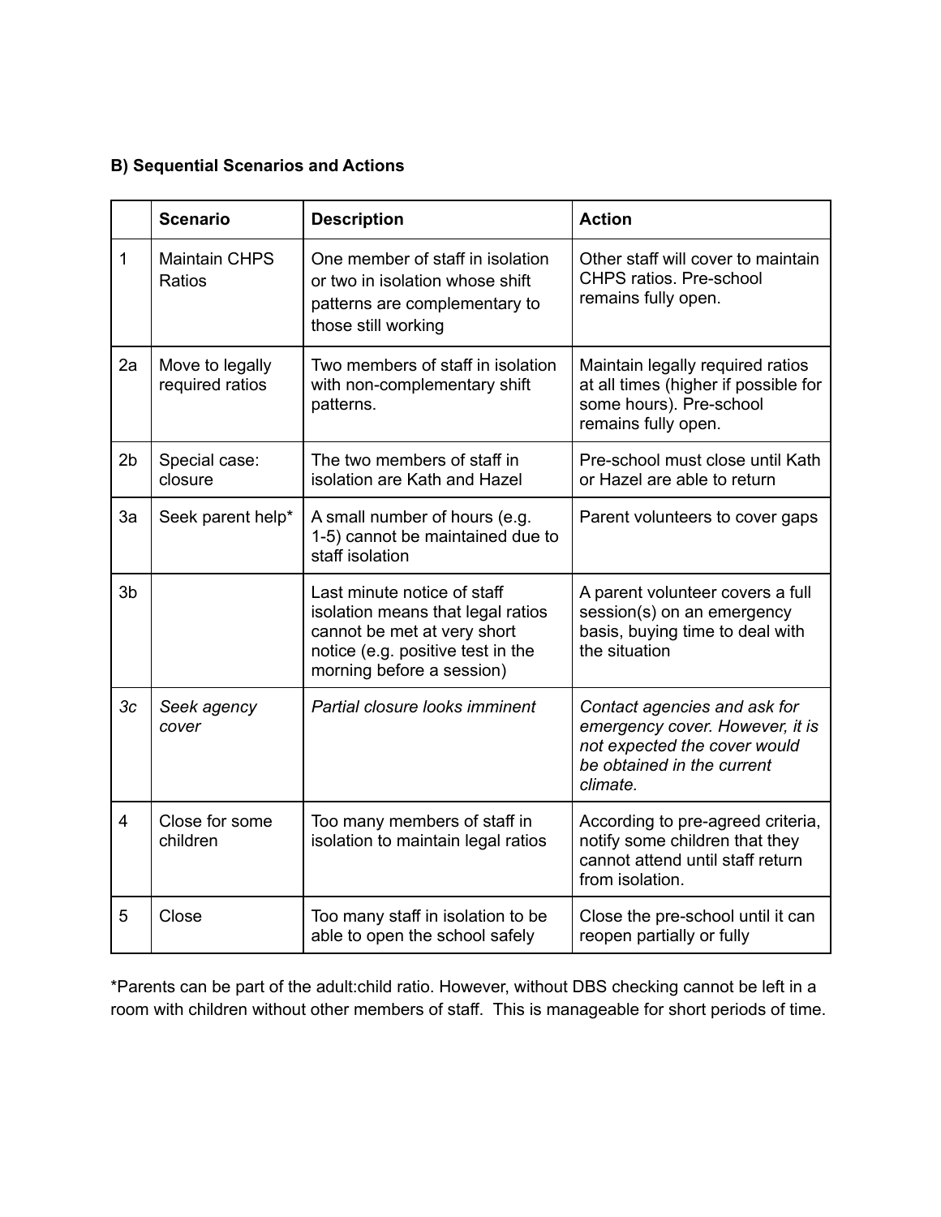**B) Sequential Scenarios and Actions**

| | Scenario | Description | Action |
|---|---|---|---|
| 1 | Maintain CHPS Ratios | One member of staff in isolation or two in isolation whose shift patterns are complementary to those still working | Other staff will cover to maintain CHPS ratios. Pre-school remains fully open. |
| 2a | Move to legally required ratios | Two members of staff in isolation with non-complementary shift patterns. | Maintain legally required ratios at all times (higher if possible for some hours). Pre-school remains fully open. |
| 2b | Special case: closure | The two members of staff in isolation are Kath and Hazel | Pre-school must close until Kath or Hazel are able to return |
| 3a | Seek parent help* | A small number of hours (e.g. 1-5) cannot be maintained due to staff isolation | Parent volunteers to cover gaps |
| 3b | | Last minute notice of staff isolation means that legal ratios cannot be met at very short notice (e.g. positive test in the morning before a session) | A parent volunteer covers a full session(s) on an emergency basis, buying time to deal with the situation |
| *3c* | *Seek agency cover* | *Partial closure looks imminent* | *Contact agencies and ask for emergency cover. However, it is not expected the cover would be obtained in the current climate.* |
| 4 | Close for some children | Too many members of staff in isolation to maintain legal ratios | According to pre-agreed criteria, notify some children that they cannot attend until staff return from isolation. |
| 5 | Close | Too many staff in isolation to be able to open the school safely | Close the pre-school until it can reopen partially or fully |

*Parents can be part of the adult:child ratio. However, without DBS checking cannot be left in a room with children without other members of staff. This is manageable for short periods of time.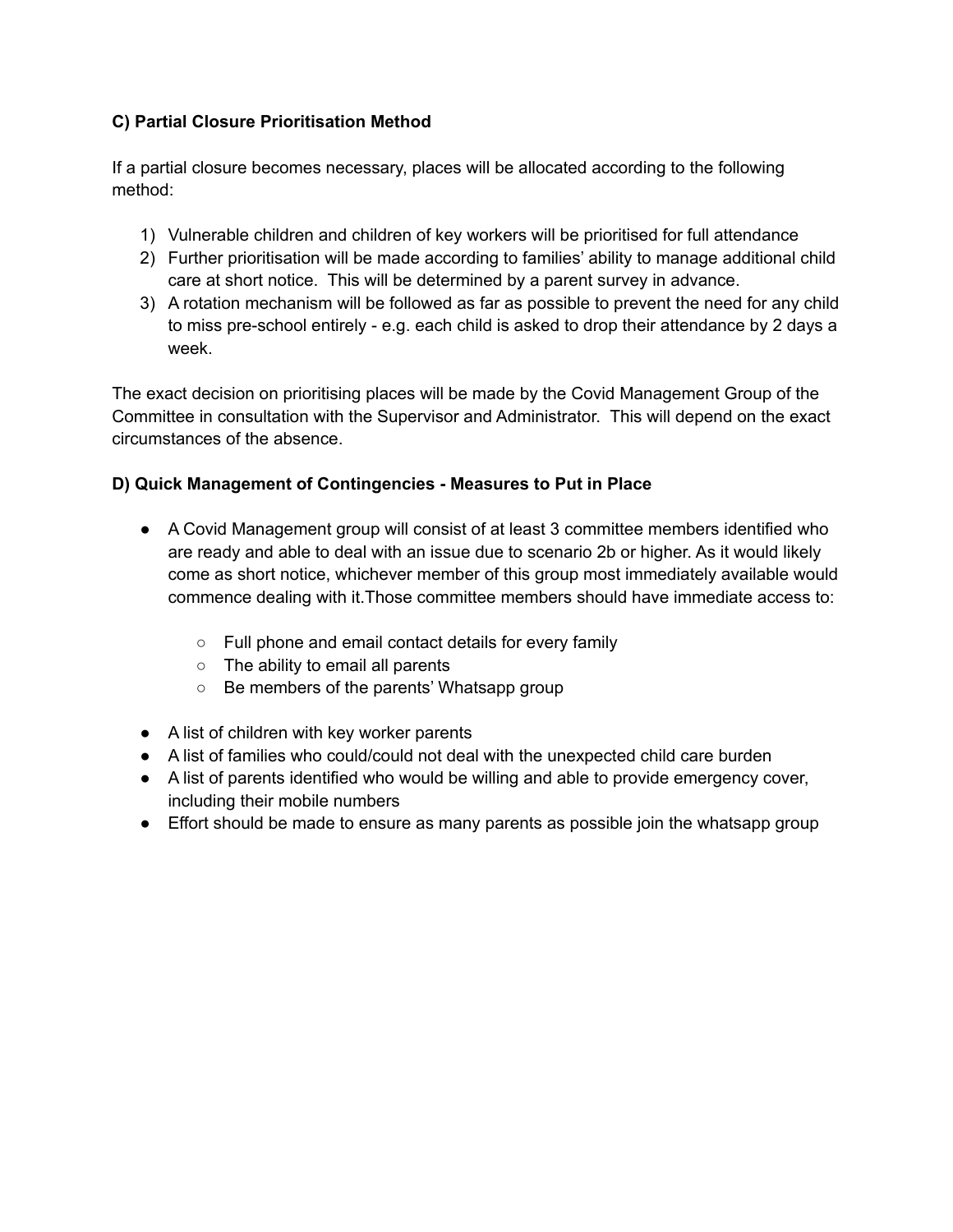**C) Partial Closure Prioritisation Method**

If a partial closure becomes necessary, places will be allocated according to the following method:

1) Vulnerable children and children of key workers will be prioritised for full attendance
2) Further prioritisation will be made according to families' ability to manage additional child care at short notice. This will be determined by a parent survey in advance.
3) A rotation mechanism will be followed as far as possible to prevent the need for any child to miss pre-school entirely - e.g. each child is asked to drop their attendance by 2 days a week.

The exact decision on prioritising places will be made by the Covid Management Group of the Committee in consultation with the Supervisor and Administrator. This will depend on the exact circumstances of the absence.

**D) Quick Management of Contingencies - Measures to Put in Place**

- A Covid Management group will consist of at least 3 committee members identified who are ready and able to deal with an issue due to scenario 2b or higher. As it would likely come as short notice, whichever member of this group most immediately available would commence dealing with it.Those committee members should have immediate access to:
  - Full phone and email contact details for every family
  - The ability to email all parents
  - Be members of the parents' Whatsapp group
- A list of children with key worker parents
- A list of families who could/could not deal with the unexpected child care burden
- A list of parents identified who would be willing and able to provide emergency cover, including their mobile numbers
- Effort should be made to ensure as many parents as possible join the whatsapp group